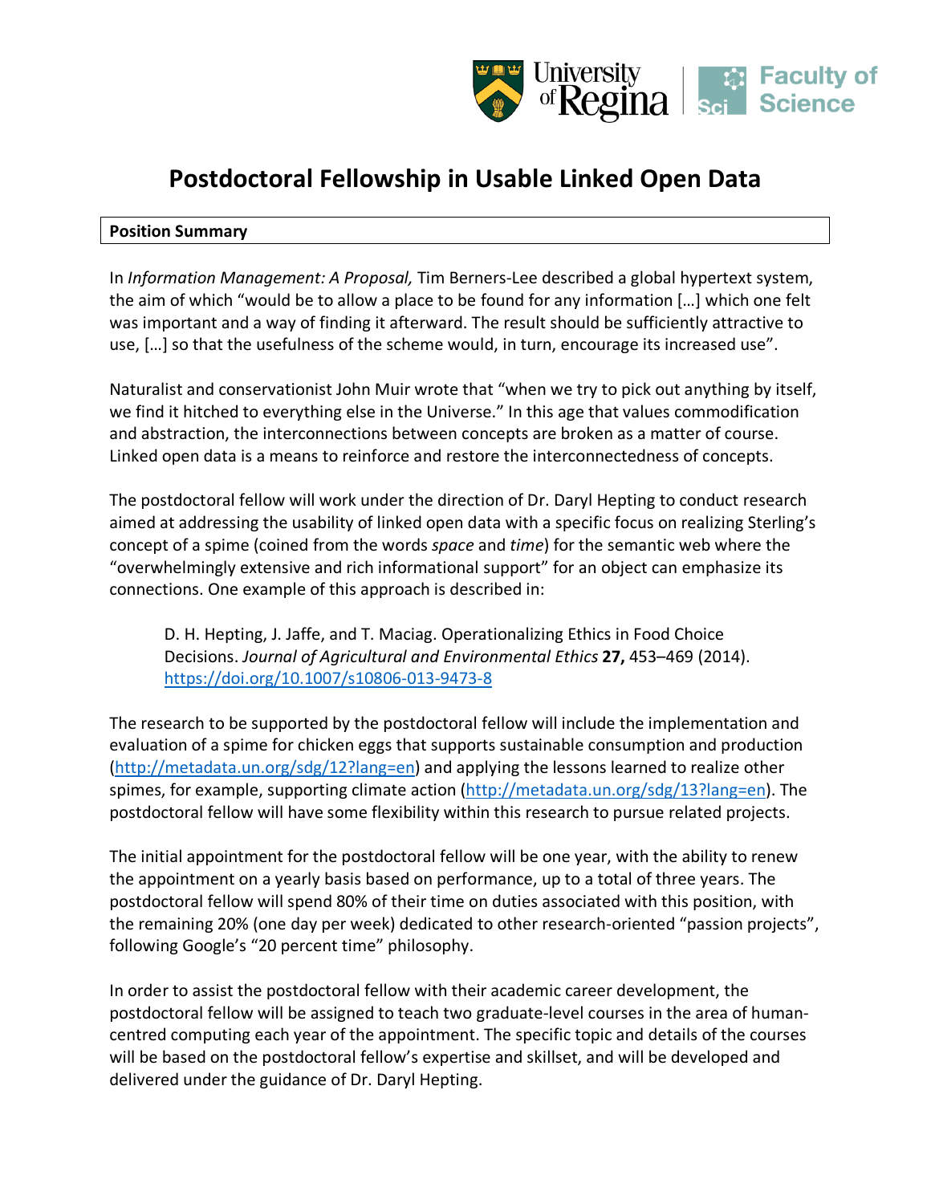# Postdoctoral Fellowship in Usable Linked Open Data

**Position Summary**

In *Information Management: A Proposal,* Tim Berners-Lee described a global hypertext system, the aim of which "would be to allow a place to be found for any information […] which one felt was important and a way of finding it afterward. The result should be sufficiently attractive to use, […] so that the usefulness of the scheme would, in turn, encourage its increased use".

Naturalist and conservationist John Muir wrote that "when we try to pick out anything by itself, we find it hitched to everything else in the Universe." In this age that values commodification and abstraction, the interconnections between concepts are broken as a matter of course. Linked open data is a means to reinforce and restore the interconnectedness of concepts.

The postdoctoral fellow will work under the direction of Dr. Daryl Hepting to conduct research aimed at addressing the usability of linked open data with a specific focus on realizing Sterling's concept of a spime (coined from the words *space* and *time*) for the semantic web where the "overwhelmingly extensive and rich informational support" for an object can emphasize its connections. One example of this approach is described in:

> D. H. Hepting, J. Jaffe, and T. Maciag. Operationalizing Ethics in Food Choice Decisions. *Journal of Agricultural and Environmental Ethics* **27,** 453–469 (2014). https://doi.org/10.1007/s10806-013-9473-8

The research to be supported by the postdoctoral fellow will include the implementation and evaluation of a spime for chicken eggs that supports sustainable consumption and production (http://metadata.un.org/sdg/12?lang=en) and applying the lessons learned to realize other spimes, for example, supporting climate action (http://metadata.un.org/sdg/13?lang=en). The postdoctoral fellow will have some flexibility within this research to pursue related projects.

The initial appointment for the postdoctoral fellow will be one year, with the ability to renew the appointment on a yearly basis based on performance, up to a total of three years. The postdoctoral fellow will spend 80% of their time on duties associated with this position, with the remaining 20% (one day per week) dedicated to other research-oriented "passion projects", following Google's "20 percent time" philosophy.

In order to assist the postdoctoral fellow with their academic career development, the postdoctoral fellow will be assigned to teach two graduate-level courses in the area of human-centred computing each year of the appointment. The specific topic and details of the courses will be based on the postdoctoral fellow's expertise and skillset, and will be developed and delivered under the guidance of Dr. Daryl Hepting.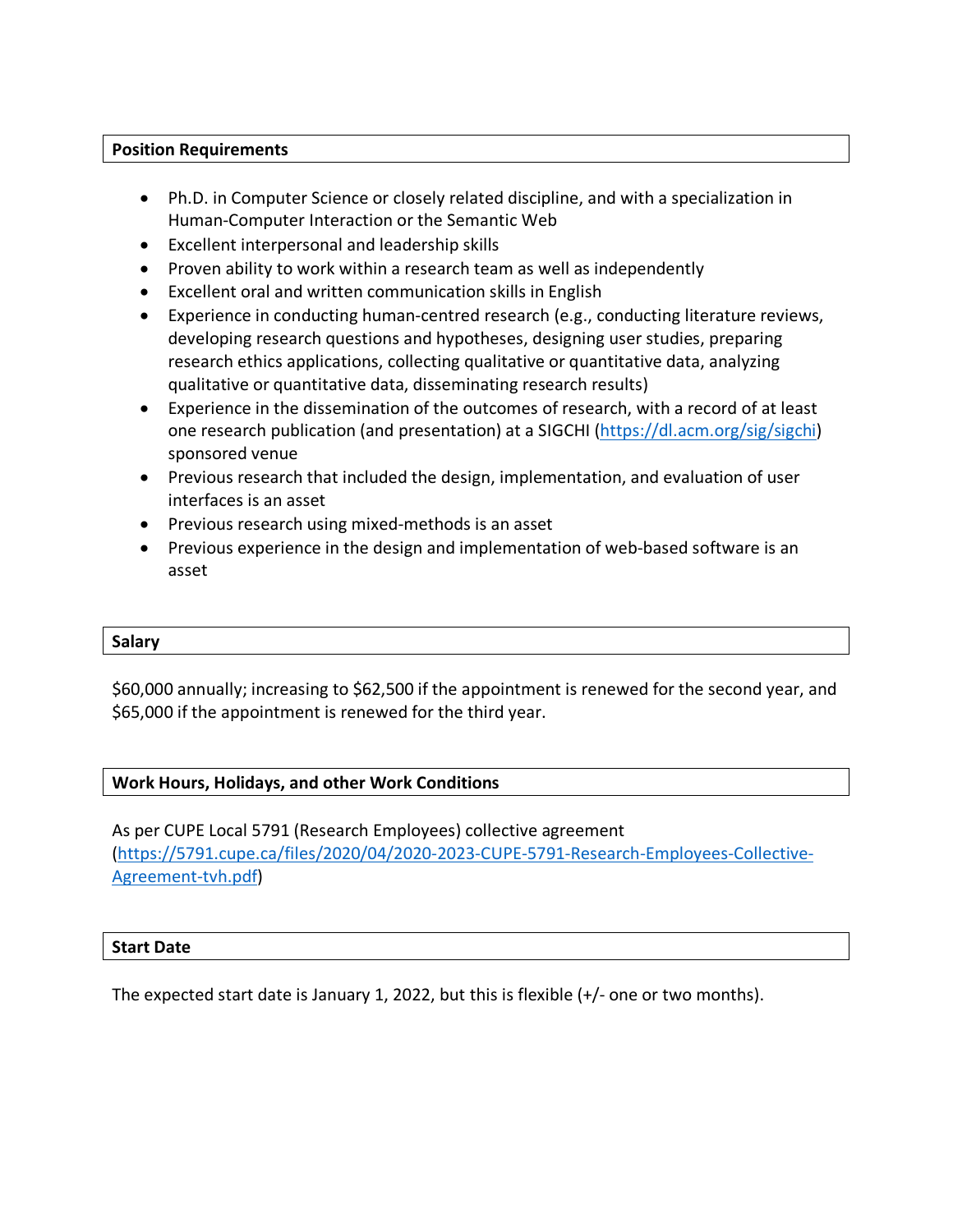## Position Requirements

- Ph.D. in Computer Science or closely related discipline, and with a specialization in Human-Computer Interaction or the Semantic Web
- Excellent interpersonal and leadership skills
- Proven ability to work within a research team as well as independently
- Excellent oral and written communication skills in English
- Experience in conducting human-centred research (e.g., conducting literature reviews, developing research questions and hypotheses, designing user studies, preparing research ethics applications, collecting qualitative or quantitative data, analyzing qualitative or quantitative data, disseminating research results)
- Experience in the dissemination of the outcomes of research, with a record of at least one research publication (and presentation) at a SIGCHI (https://dl.acm.org/sig/sigchi) sponsored venue
- Previous research that included the design, implementation, and evaluation of user interfaces is an asset
- Previous research using mixed-methods is an asset
- Previous experience in the design and implementation of web-based software is an asset

## Salary

$60,000 annually; increasing to $62,500 if the appointment is renewed for the second year, and $65,000 if the appointment is renewed for the third year.

## Work Hours, Holidays, and other Work Conditions

As per CUPE Local 5791 (Research Employees) collective agreement (https://5791.cupe.ca/files/2020/04/2020-2023-CUPE-5791-Research-Employees-Collective-Agreement-tvh.pdf)

## Start Date

The expected start date is January 1, 2022, but this is flexible (+/- one or two months).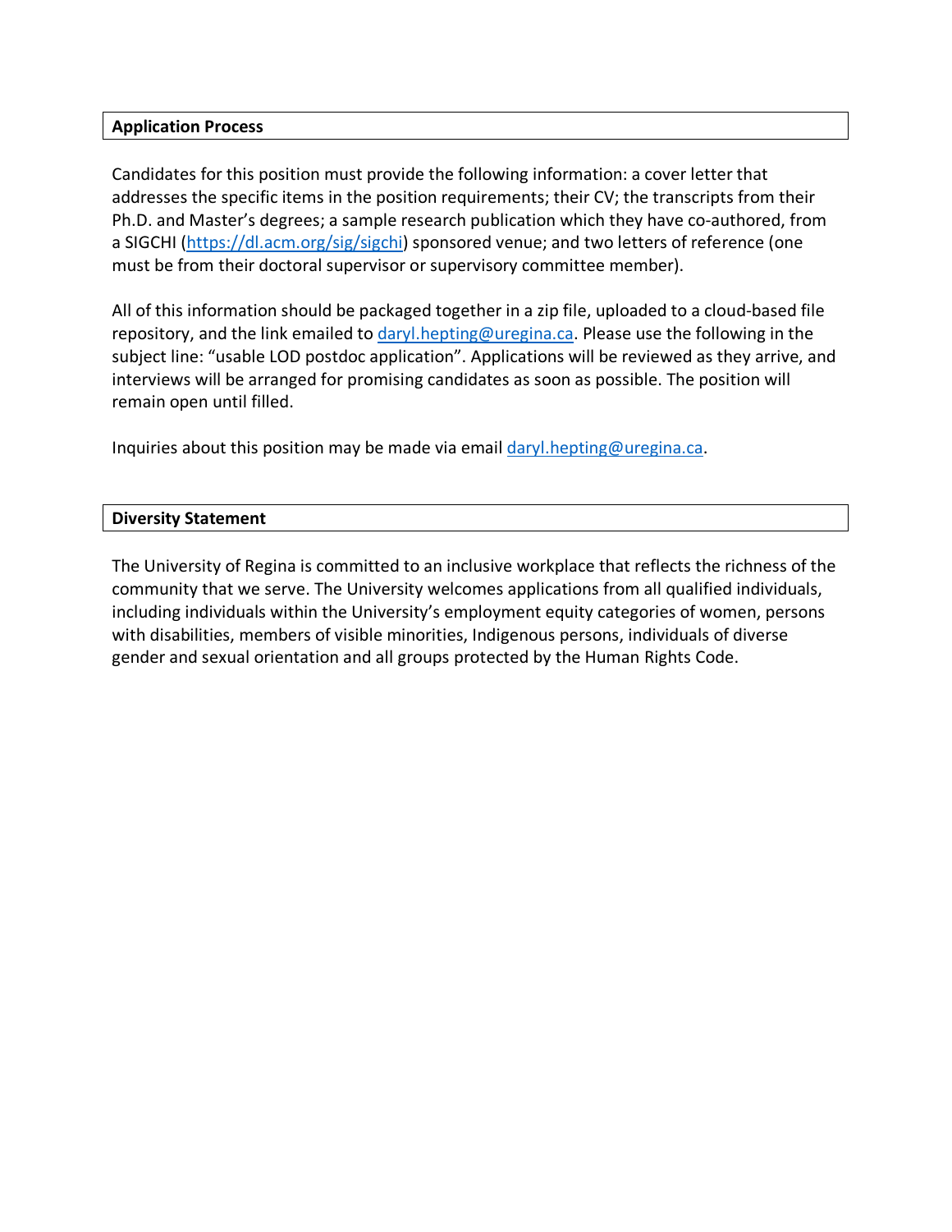## Application Process

Candidates for this position must provide the following information: a cover letter that addresses the specific items in the position requirements; their CV; the transcripts from their Ph.D. and Master's degrees; a sample research publication which they have co-authored, from a SIGCHI (https://dl.acm.org/sig/sigchi) sponsored venue; and two letters of reference (one must be from their doctoral supervisor or supervisory committee member).

All of this information should be packaged together in a zip file, uploaded to a cloud-based file repository, and the link emailed to daryl.hepting@uregina.ca. Please use the following in the subject line: "usable LOD postdoc application". Applications will be reviewed as they arrive, and interviews will be arranged for promising candidates as soon as possible. The position will remain open until filled.

Inquiries about this position may be made via email daryl.hepting@uregina.ca.

## Diversity Statement

The University of Regina is committed to an inclusive workplace that reflects the richness of the community that we serve. The University welcomes applications from all qualified individuals, including individuals within the University's employment equity categories of women, persons with disabilities, members of visible minorities, Indigenous persons, individuals of diverse gender and sexual orientation and all groups protected by the Human Rights Code.